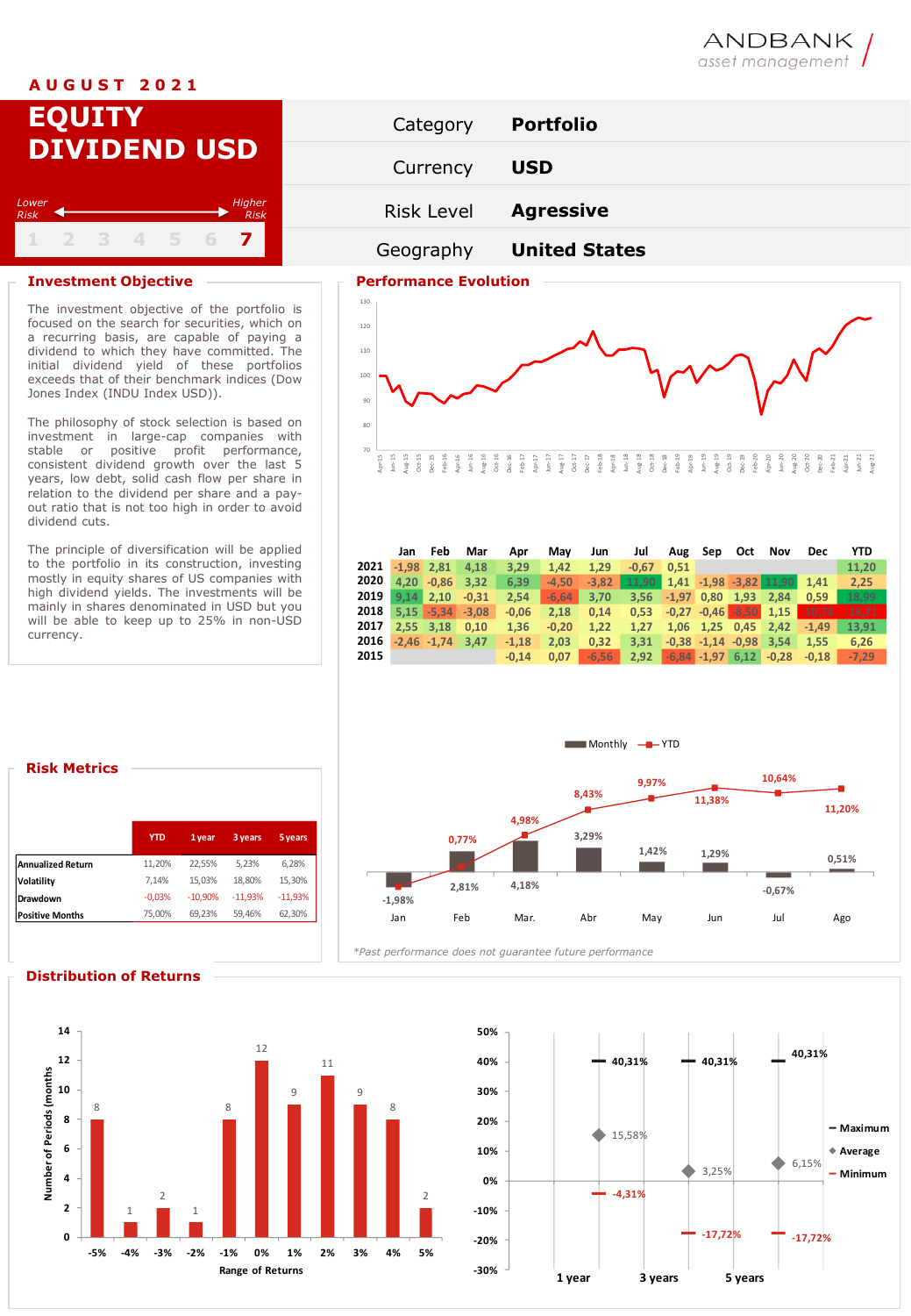ANDBANK asset management

AUGUST 2021

# EQUITY DIVIDEND USD

Lower Risk ◄——► Higher Risk

1 2 3 4 5 6 **7**

| Category | **Portfolio** |
|---|---|
| Currency | **USD** |
| Risk Level | **Agressive** |
| Geography | **United States** |

## Investment Objective

The investment objective of the portfolio is focused on the search for securities, which on a recurring basis, are capable of paying a dividend to which they have committed. The initial dividend yield of these portfolios exceeds that of their benchmark indices (Dow Jones Index (INDU Index USD)).

The philosophy of stock selection is based on investment in large-cap companies with stable or positive profit performance, consistent dividend growth over the last 5 years, low debt, solid cash flow per share in relation to the dividend per share and a pay-out ratio that is not too high in order to avoid dividend cuts.

The principle of diversification will be applied to the portfolio in its construction, investing mostly in equity shares of US companies with high dividend yields. The investments will be mainly in shares denominated in USD but you will be able to keep up to 25% in non-USD currency.

## Performance Evolution

| | Jan | Feb | Mar | Apr | May | Jun | Jul | Aug | Sep | Oct | Nov | Dec | YTD |
|---|---|---|---|---|---|---|---|---|---|---|---|---|---|
| 2021 | -1,98 | 2,81 | 4,18 | 3,29 | 1,42 | 1,29 | -0,67 | 0,51 | | | | | 11,20 |
| 2020 | 4,20 | -0,86 | 3,32 | 6,39 | -4,50 | -3,82 | 11,90 | 1,41 | -1,98 | -3,82 | 11,90 | 1,41 | 2,25 |
| 2019 | 9,14 | 2,10 | -0,31 | 2,54 | -6,64 | 3,70 | 3,56 | -1,97 | 0,80 | 1,93 | 2,84 | 0,59 | 18,99 |
| 2018 | 5,15 | -5,34 | -3,08 | -0,06 | 2,18 | 0,14 | 0,53 | -0,27 | -0,46 | -8,50 | 1,15 | -10,74 | -18,71 |
| 2017 | 2,55 | 3,18 | 0,10 | 1,36 | -0,20 | 1,22 | 1,27 | 1,06 | 1,25 | 0,45 | 2,42 | -1,49 | 13,91 |
| 2016 | -2,46 | -1,74 | 3,47 | -1,18 | 2,03 | 0,32 | 3,31 | -0,38 | -1,14 | -0,98 | 3,54 | 1,55 | 6,26 |
| 2015 | | | | -0,14 | 0,07 | -6,56 | 2,92 | -6,84 | -1,97 | 6,12 | -0,28 | -0,18 | -7,29 |

| | Jan | Feb | Mar. | Abr | May | Jun | Jul | Ago |
|---|---|---|---|---|---|---|---|---|
| Monthly | -1,98% | 2,81% | 4,18% | 3,29% | 1,42% | 1,29% | -0,67% | 0,51% |
| YTD | -1,98% | 0,77% | 4,98% | 8,43% | 9,97% | 11,38% | 10,64% | 11,20% |

*Past performance does not guarantee future performance

## Risk Metrics

| | YTD | 1 year | 3 years | 5 years |
|---|---|---|---|---|
| Annualized Return | 11,20% | 22,55% | 5,23% | 6,28% |
| Volatility | 7,14% | 15,03% | 18,80% | 15,30% |
| Drawdown | -0,03% | -10,90% | -11,93% | -11,93% |
| Positive Months | 75,00% | 69,23% | 59,46% | 62,30% |

## Distribution of Returns

| Range of Returns | -5% | -4% | -3% | -2% | -1% | 0% | 1% | 2% | 3% | 4% | 5% |
|---|---|---|---|---|---|---|---|---|---|---|---|
| Number of Periods (months) | 8 | 1 | 2 | 1 | 8 | 12 | 9 | 11 | 9 | 8 | 2 |

| | 1 year | 3 years | 5 years |
|---|---|---|---|
| Maximum | 40,31% | 40,31% | 40,31% |
| Average | 15,58% | 3,25% | 6,15% |
| Minimum | -4,31% | -17,72% | -17,72% |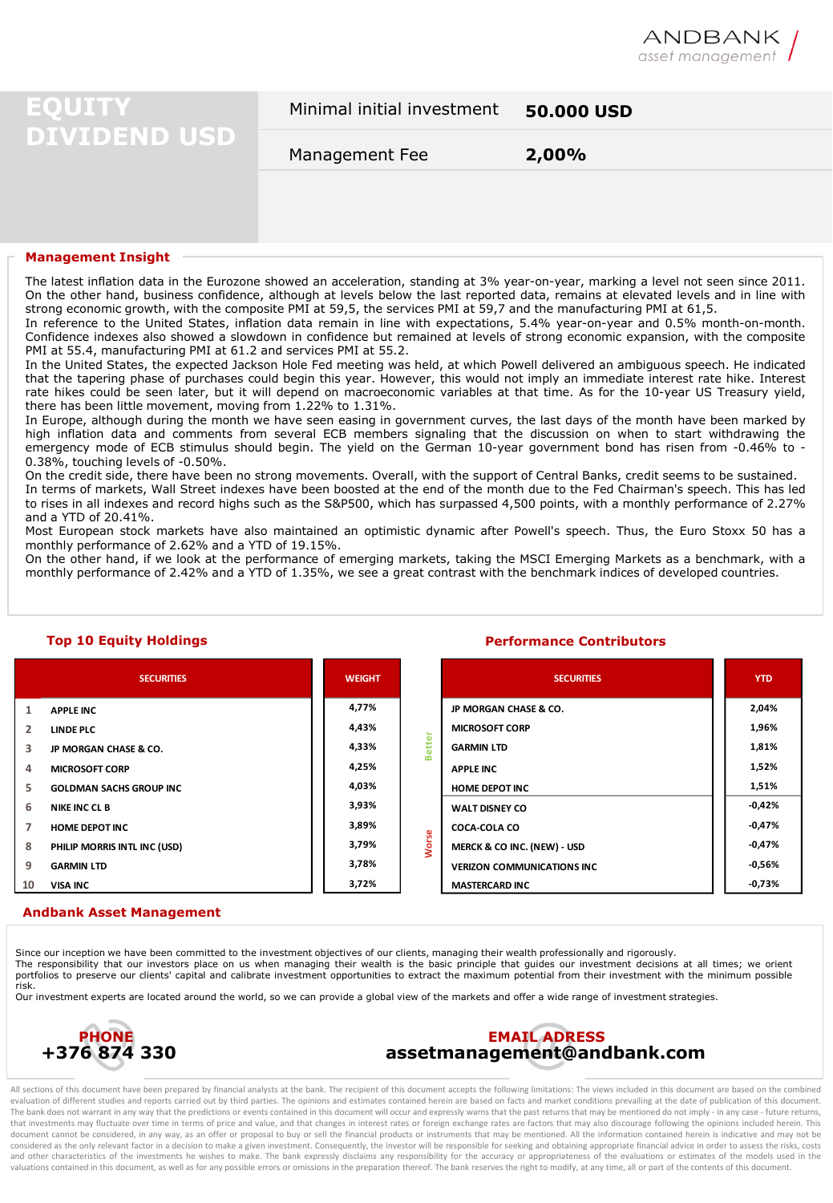# EQUITY DIVIDEND USD

| | |
|---|---|
| Minimal initial investment | **50.000 USD** |
| Management Fee | **2,00%** |

## Management Insight

The latest inflation data in the Eurozone showed an acceleration, standing at 3% year-on-year, marking a level not seen since 2011. On the other hand, business confidence, although at levels below the last reported data, remains at elevated levels and in line with strong economic growth, with the composite PMI at 59,5, the services PMI at 59,7 and the manufacturing PMI at 61,5.
In reference to the United States, inflation data remain in line with expectations, 5.4% year-on-year and 0.5% month-on-month. Confidence indexes also showed a slowdown in confidence but remained at levels of strong economic expansion, with the composite PMI at 55.4, manufacturing PMI at 61.2 and services PMI at 55.2.
In the United States, the expected Jackson Hole Fed meeting was held, at which Powell delivered an ambiguous speech. He indicated that the tapering phase of purchases could begin this year. However, this would not imply an immediate interest rate hike. Interest rate hikes could be seen later, but it will depend on macroeconomic variables at that time. As for the 10-year US Treasury yield, there has been little movement, moving from 1.22% to 1.31%.
In Europe, although during the month we have seen easing in government curves, the last days of the month have been marked by high inflation data and comments from several ECB members signaling that the discussion on when to start withdrawing the emergency mode of ECB stimulus should begin. The yield on the German 10-year government bond has risen from -0.46% to -0.38%, touching levels of -0.50%.
On the credit side, there have been no strong movements. Overall, with the support of Central Banks, credit seems to be sustained.
In terms of markets, Wall Street indexes have been boosted at the end of the month due to the Fed Chairman's speech. This has led to rises in all indexes and record highs such as the S&P500, which has surpassed 4,500 points, with a monthly performance of 2.27% and a YTD of 20.41%.
Most European stock markets have also maintained an optimistic dynamic after Powell's speech. Thus, the Euro Stoxx 50 has a monthly performance of 2.62% and a YTD of 19.15%.
On the other hand, if we look at the performance of emerging markets, taking the MSCI Emerging Markets as a benchmark, with a monthly performance of 2.42% and a YTD of 1.35%, we see a great contrast with the benchmark indices of developed countries.

## Top 10 Equity Holdings

| | SECURITIES | WEIGHT |
|---|---|---|
| 1 | APPLE INC | 4,77% |
| 2 | LINDE PLC | 4,43% |
| 3 | JP MORGAN CHASE & CO. | 4,33% |
| 4 | MICROSOFT CORP | 4,25% |
| 5 | GOLDMAN SACHS GROUP INC | 4,03% |
| 6 | NIKE INC CL B | 3,93% |
| 7 | HOME DEPOT INC | 3,89% |
| 8 | PHILIP MORRIS INTL INC (USD) | 3,79% |
| 9 | GARMIN LTD | 3,78% |
| 10 | VISA INC | 3,72% |

## Performance Contributors

| | SECURITIES | YTD |
|---|---|---|
| Better | JP MORGAN CHASE & CO. | 2,04% |
| Better | MICROSOFT CORP | 1,96% |
| Better | GARMIN LTD | 1,81% |
| Better | APPLE INC | 1,52% |
| Better | HOME DEPOT INC | 1,51% |
| Worse | WALT DISNEY CO | -0,42% |
| Worse | COCA-COLA CO | -0,47% |
| Worse | MERCK & CO INC. (NEW) - USD | -0,47% |
| Worse | VERIZON COMMUNICATIONS INC | -0,56% |
| Worse | MASTERCARD INC | -0,73% |

## Andbank Asset Management

Since our inception we have been committed to the investment objectives of our clients, managing their wealth professionally and rigorously.
The responsibility that our investors place on us when managing their wealth is the basic principle that guides our investment decisions at all times; we orient portfolios to preserve our clients' capital and calibrate investment opportunities to extract the maximum potential from their investment with the minimum possible risk.
Our investment experts are located around the world, so we can provide a global view of the markets and offer a wide range of investment strategies.

**PHONE**
**+376 874 330**

**EMAIL ADRESS**
**assetmanagement@andbank.com**

All sections of this document have been prepared by financial analysts at the bank. The recipient of this document accepts the following limitations: The views included in this document are based on the combined evaluation of different studies and reports carried out by third parties. The opinions and estimates contained herein are based on facts and market conditions prevailing at the date of publication of this document. The bank does not warrant in any way that the predictions or events contained in this document will occur and expressly warns that the past returns that may be mentioned do not imply - in any case - future returns, that investments may fluctuate over time in terms of price and value, and that changes in interest rates or foreign exchange rates are factors that may also discourage following the opinions included herein. This document cannot be considered, in any way, as an offer or proposal to buy or sell the financial products or instruments that may be mentioned. All the information contained herein is indicative and may not be considered as the only relevant factor in a decision to make a given investment. Consequently, the investor will be responsible for seeking and obtaining appropriate financial advice in order to assess the risks, costs and other characteristics of the investments he wishes to make. The bank expressly disclaims any responsibility for the accuracy or appropriateness of the evaluations or estimates of the models used in the valuations contained in this document, as well as for any possible errors or omissions in the preparation thereof. The bank reserves the right to modify, at any time, all or part of the contents of this document.